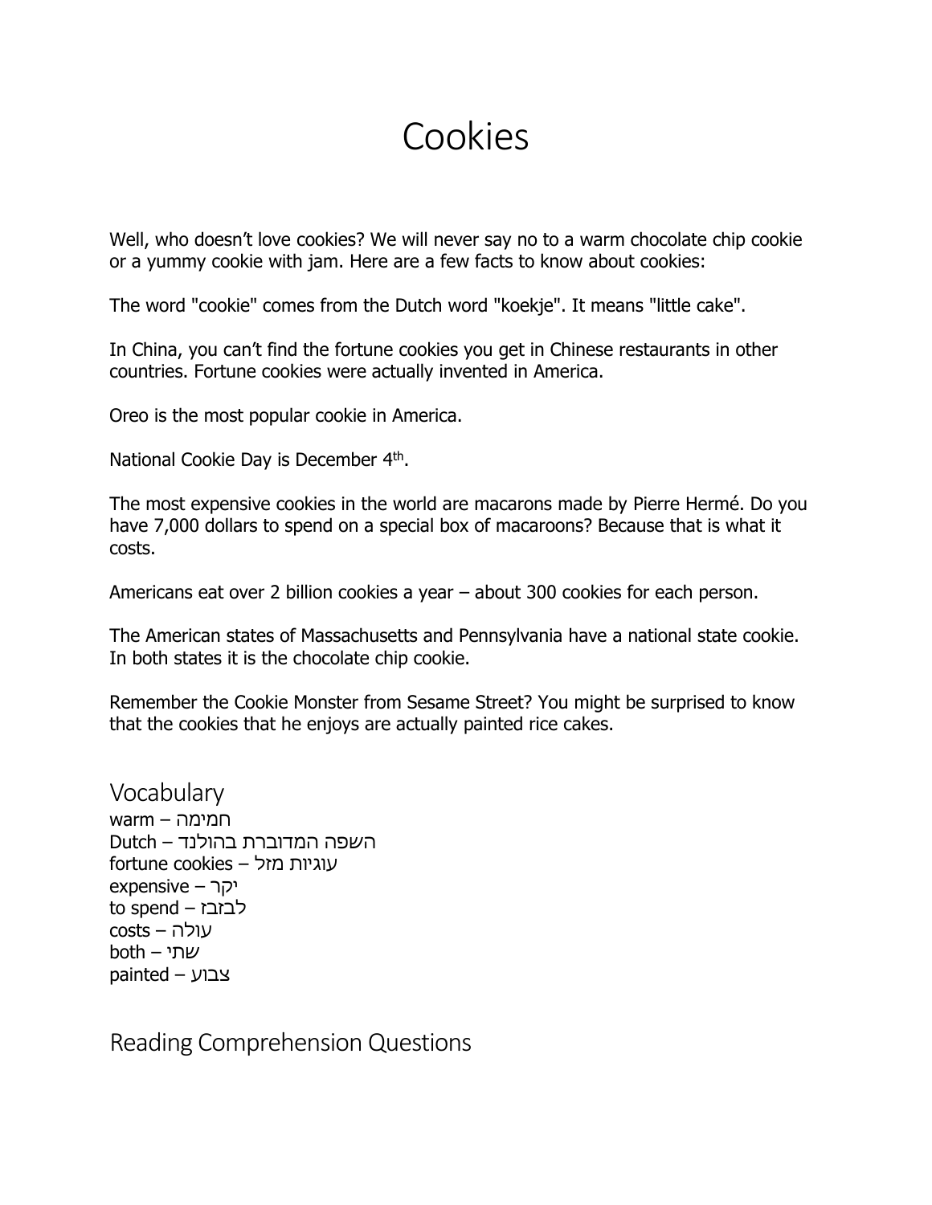# Cookies

Well, who doesn't love cookies? We will never say no to a warm chocolate chip cookie or a yummy cookie with jam. Here are a few facts to know about cookies:

The word "cookie" comes from the Dutch word "koekje". It means "little cake".

In China, you can't find the fortune cookies you get in Chinese restaurants in other countries. Fortune cookies were actually invented in America.

Oreo is the most popular cookie in America.

National Cookie Day is December 4th.

The most expensive cookies in the world are macarons made by Pierre Hermé. Do you have 7,000 dollars to spend on a special box of macaroons? Because that is what it costs.

Americans eat over 2 billion cookies a year – about 300 cookies for each person.

The American states of Massachusetts and Pennsylvania have a national state cookie. In both states it is the chocolate chip cookie.

Remember the Cookie Monster from Sesame Street? You might be surprised to know that the cookies that he enjoys are actually painted rice cakes.

## Vocabulary

warm – חמימה
Dutch – השפה המדוברת בהולנד
fortune cookies – עוגיות מזל
expensive – יקר
to spend – לבזבז
costs – עולה
both – שתי
painted – צבוע

## Reading Comprehension Questions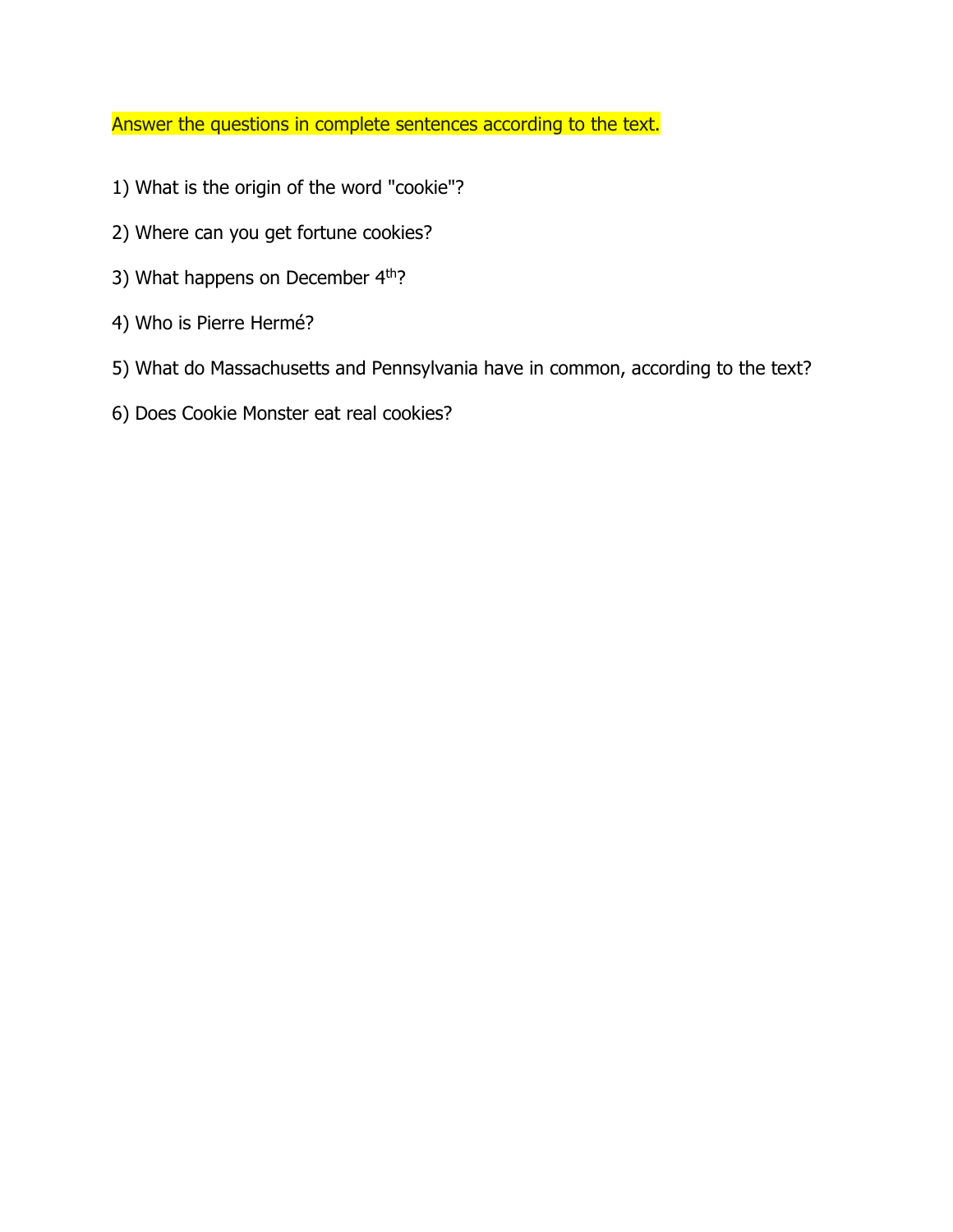Answer the questions in complete sentences according to the text.

1) What is the origin of the word "cookie"?

2) Where can you get fortune cookies?

3) What happens on December 4th?

4) Who is Pierre Hermé?

5) What do Massachusetts and Pennsylvania have in common, according to the text?

6) Does Cookie Monster eat real cookies?